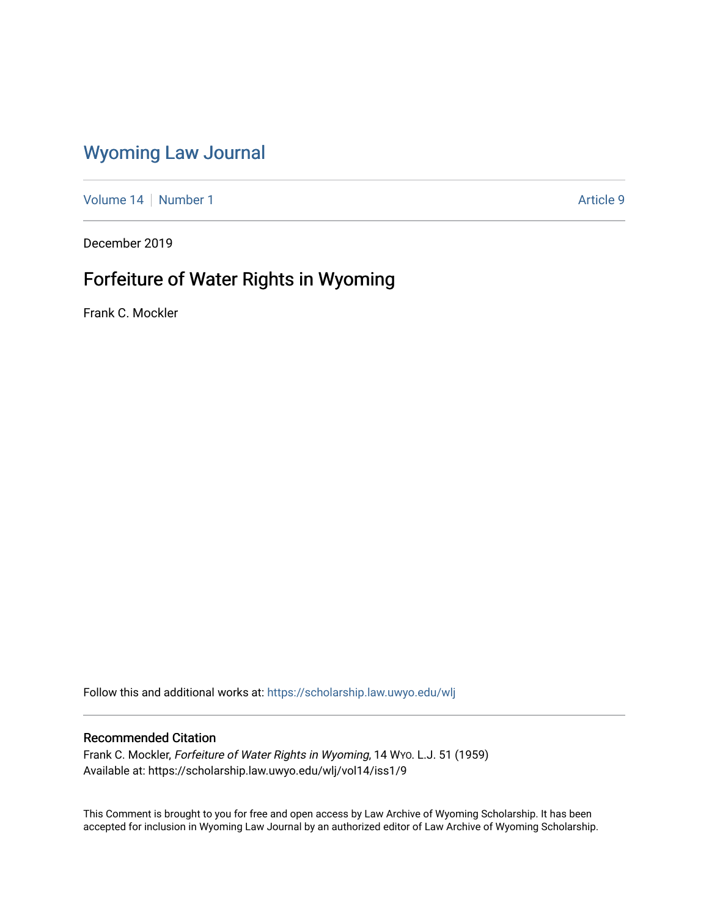# Wyoming Law Journal

Volume 14 | Number 1 | Article 9

December 2019

## Forfeiture of Water Rights in Wyoming

Frank C. Mockler

Follow this and additional works at: https://scholarship.law.uwyo.edu/wlj

### Recommended Citation

Frank C. Mockler, *Forfeiture of Water Rights in Wyoming*, 14 Wyo. L.J. 51 (1959)
Available at: https://scholarship.law.uwyo.edu/wlj/vol14/iss1/9

This Comment is brought to you for free and open access by Law Archive of Wyoming Scholarship. It has been accepted for inclusion in Wyoming Law Journal by an authorized editor of Law Archive of Wyoming Scholarship.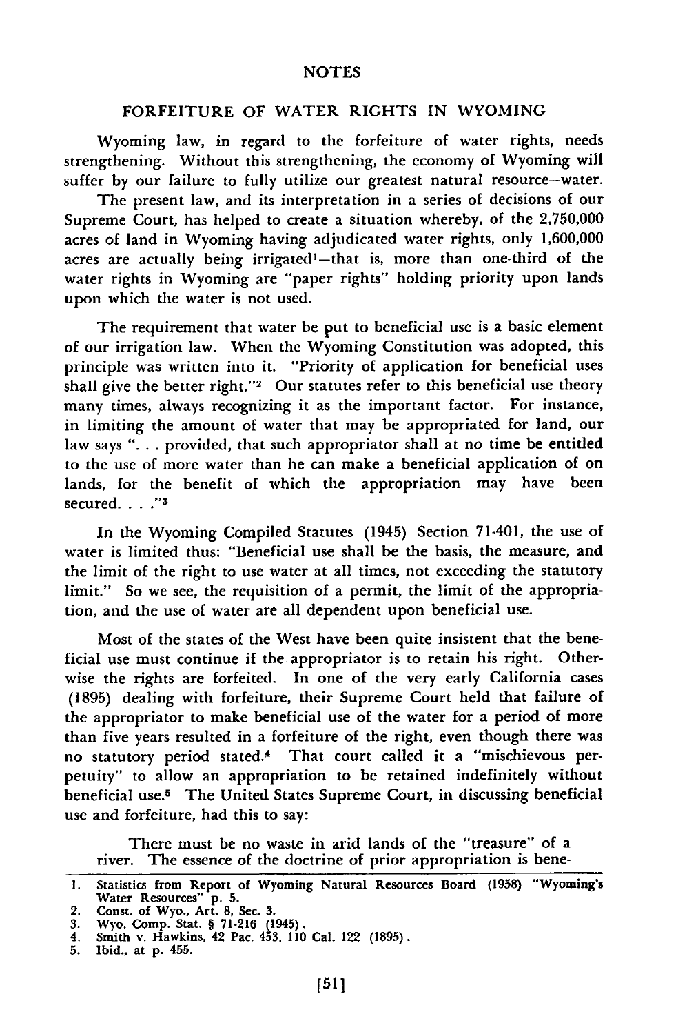NOTES

## FORFEITURE OF WATER RIGHTS IN WYOMING

Wyoming law, in regard to the forfeiture of water rights, needs strengthening. Without this strengthening, the economy of Wyoming will suffer by our failure to fully utilize our greatest natural resource—water.

The present law, and its interpretation in a series of decisions of our Supreme Court, has helped to create a situation whereby, of the 2,750,000 acres of land in Wyoming having adjudicated water rights, only 1,600,000 acres are actually being irrigated[1]—that is, more than one-third of the water rights in Wyoming are "paper rights" holding priority upon lands upon which the water is not used.

The requirement that water be put to beneficial use is a basic element of our irrigation law. When the Wyoming Constitution was adopted, this principle was written into it. "Priority of application for beneficial uses shall give the better right."[2] Our statutes refer to this beneficial use theory many times, always recognizing it as the important factor. For instance, in limiting the amount of water that may be appropriated for land, our law says ". . . provided, that such appropriator shall at no time be entitled to the use of more water than he can make a beneficial application of on lands, for the benefit of which the appropriation may have been secured. . . ."[3]

In the Wyoming Compiled Statutes (1945) Section 71-401, the use of water is limited thus: "Beneficial use shall be the basis, the measure, and the limit of the right to use water at all times, not exceeding the statutory limit." So we see, the requisition of a permit, the limit of the appropriation, and the use of water are all dependent upon beneficial use.

Most of the states of the West have been quite insistent that the beneficial use must continue if the appropriator is to retain his right. Otherwise the rights are forfeited. In one of the very early California cases (1895) dealing with forfeiture, their Supreme Court held that failure of the appropriator to make beneficial use of the water for a period of more than five years resulted in a forfeiture of the right, even though there was no statutory period stated.[4] That court called it a "mischievous perpetuity" to allow an appropriation to be retained indefinitely without beneficial use.[5] The United States Supreme Court, in discussing beneficial use and forfeiture, had this to say:

> There must be no waste in arid lands of the "treasure" of a river. The essence of the doctrine of prior appropriation is bene-

1. Statistics from Report of Wyoming Natural Resources Board (1958) "Wyoming's Water Resources" p. 5.
2. Const. of Wyo., Art. 8, Sec. 3.
3. Wyo. Comp. Stat. § 71-216 (1945).
4. Smith v. Hawkins, 42 Pac. 453, 110 Cal. 122 (1895).
5. Ibid., at p. 455.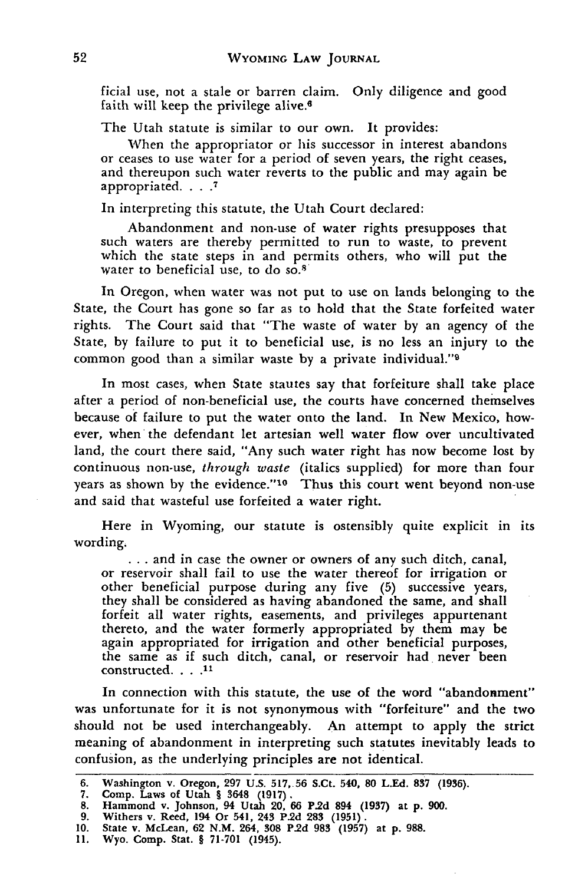ficial use, not a stale or barren claim. Only diligence and good faith will keep the privilege alive.[6]

The Utah statute is similar to our own. It provides:

> When the appropriator or his successor in interest abandons or ceases to use water for a period of seven years, the right ceases, and thereupon such water reverts to the public and may again be appropriated. . . .[7]

In interpreting this statute, the Utah Court declared:

> Abandonment and non-use of water rights presupposes that such waters are thereby permitted to run to waste, to prevent which the state steps in and permits others, who will put the water to beneficial use, to do so.[8]

In Oregon, when water was not put to use on lands belonging to the State, the Court has gone so far as to hold that the State forfeited water rights. The Court said that "The waste of water by an agency of the State, by failure to put it to beneficial use, is no less an injury to the common good than a similar waste by a private individual."[9]

In most cases, when State stautes say that forfeiture shall take place after a period of non-beneficial use, the courts have concerned themselves because of failure to put the water onto the land. In New Mexico, however, when the defendant let artesian well water flow over uncultivated land, the court there said, "Any such water right has now become lost by continuous non-use, *through waste* (italics supplied) for more than four years as shown by the evidence."[10] Thus this court went beyond non-use and said that wasteful use forfeited a water right.

Here in Wyoming, our statute is ostensibly quite explicit in its wording.

> . . . and in case the owner or owners of any such ditch, canal, or reservoir shall fail to use the water thereof for irrigation or other beneficial purpose during any five (5) successive years, they shall be considered as having abandoned the same, and shall forfeit all water rights, easements, and privileges appurtenant thereto, and the water formerly appropriated by them may be again appropriated for irrigation and other beneficial purposes, the same as if such ditch, canal, or reservoir had never been constructed. . . .[11]

In connection with this statute, the use of the word "abandonment" was unfortunate for it is not synonymous with "forfeiture" and the two should not be used interchangeably. An attempt to apply the strict meaning of abandonment in interpreting such statutes inevitably leads to confusion, as the underlying principles are not identical.

---

6. Washington v. Oregon, 297 U.S. 517, 56 S.Ct. 540, 80 L.Ed. 837 (1936).
7. Comp. Laws of Utah § 3648 (1917).
8. Hammond v. Johnson, 94 Utah 20, 66 P.2d 894 (1937) at p. 900.
9. Withers v. Reed, 194 Or 541, 243 P.2d 283 (1951).
10. State v. McLean, 62 N.M. 264, 308 P.2d 983 (1957) at p. 988.
11. Wyo. Comp. Stat. § 71-701 (1945).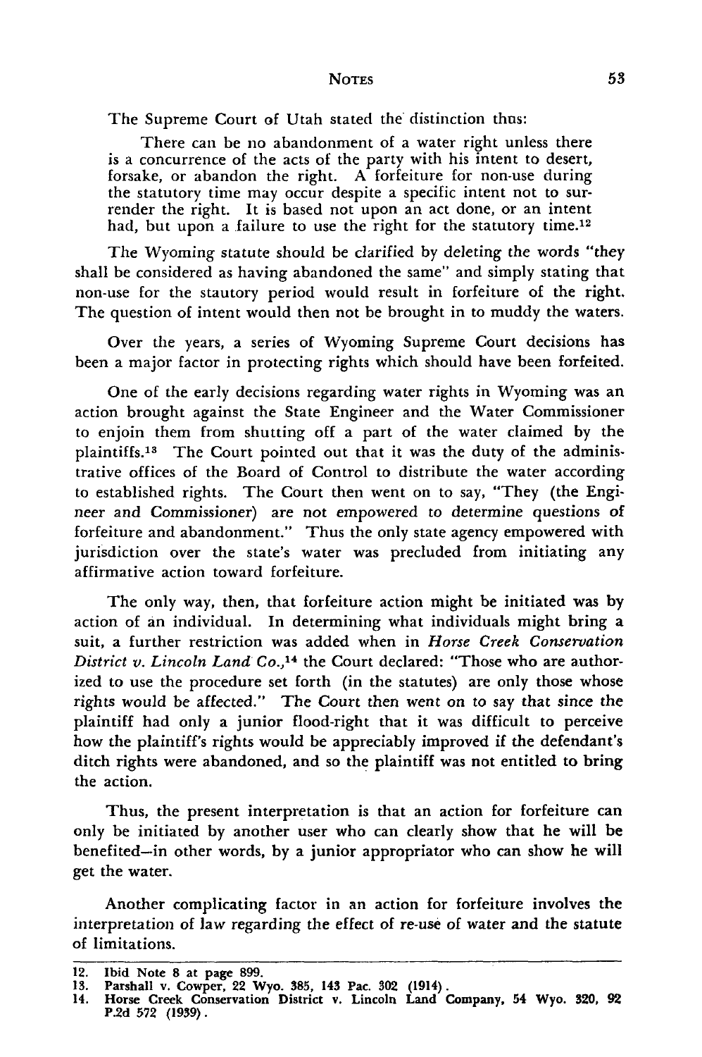The Supreme Court of Utah stated the distinction thus:

> There can be no abandonment of a water right unless there is a concurrence of the acts of the party with his intent to desert, forsake, or abandon the right. A forfeiture for non-use during the statutory time may occur despite a specific intent not to surrender the right. It is based not upon an act done, or an intent had, but upon a failure to use the right for the statutory time.[12]

The Wyoming statute should be clarified by deleting the words "they shall be considered as having abandoned the same" and simply stating that non-use for the stautory period would result in forfeiture of the right. The question of intent would then not be brought in to muddy the waters.

Over the years, a series of Wyoming Supreme Court decisions has been a major factor in protecting rights which should have been forfeited.

One of the early decisions regarding water rights in Wyoming was an action brought against the State Engineer and the Water Commissioner to enjoin them from shutting off a part of the water claimed by the plaintiffs.[13] The Court pointed out that it was the duty of the administrative offices of the Board of Control to distribute the water according to established rights. The Court then went on to say, "They (the Engineer and Commissioner) are not empowered to determine questions of forfeiture and abandonment." Thus the only state agency empowered with jurisdiction over the state's water was precluded from initiating any affirmative action toward forfeiture.

The only way, then, that forfeiture action might be initiated was by action of an individual. In determining what individuals might bring a suit, a further restriction was added when in *Horse Creek Conservation District v. Lincoln Land Co.*,[14] the Court declared: "Those who are authorized to use the procedure set forth (in the statutes) are only those whose rights would be affected." The Court then went on to say that since the plaintiff had only a junior flood-right that it was difficult to perceive how the plaintiff's rights would be appreciably improved if the defendant's ditch rights were abandoned, and so the plaintiff was not entitled to bring the action.

Thus, the present interpretation is that an action for forfeiture can only be initiated by another user who can clearly show that he will be benefited—in other words, by a junior appropriator who can show he will get the water.

Another complicating factor in an action for forfeiture involves the interpretation of law regarding the effect of re-use of water and the statute of limitations.

---

12. Ibid Note 8 at page 899.
13. Parshall v. Cowper, 22 Wyo. 385, 143 Pac. 302 (1914).
14. Horse Creek Conservation District v. Lincoln Land Company, 54 Wyo. 320, 92 P.2d 572 (1939).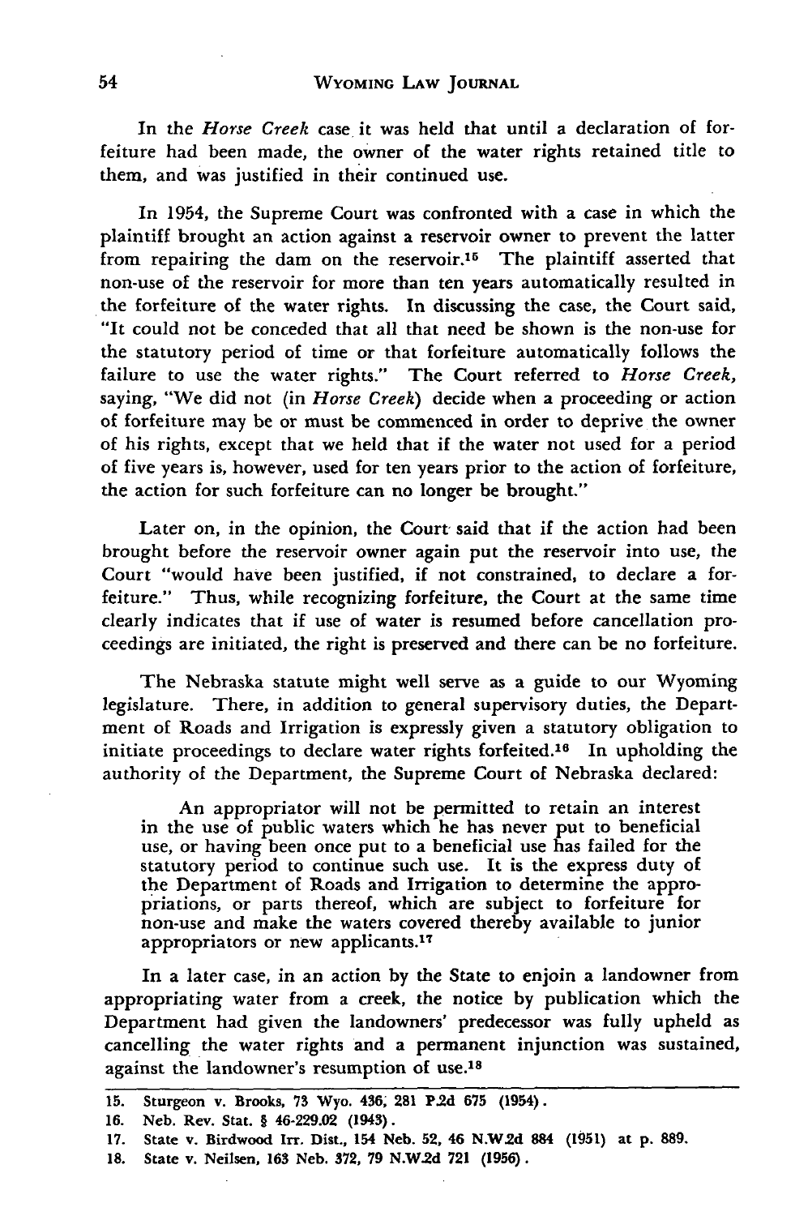In the *Horse Creek* case it was held that until a declaration of forfeiture had been made, the owner of the water rights retained title to them, and was justified in their continued use.

In 1954, the Supreme Court was confronted with a case in which the plaintiff brought an action against a reservoir owner to prevent the latter from repairing the dam on the reservoir.[15] The plaintiff asserted that non-use of the reservoir for more than ten years automatically resulted in the forfeiture of the water rights. In discussing the case, the Court said, "It could not be conceded that all that need be shown is the non-use for the statutory period of time or that forfeiture automatically follows the failure to use the water rights." The Court referred to *Horse Creek*, saying, "We did not (in *Horse Creek*) decide when a proceeding or action of forfeiture may be or must be commenced in order to deprive the owner of his rights, except that we held that if the water not used for a period of five years is, however, used for ten years prior to the action of forfeiture, the action for such forfeiture can no longer be brought."

Later on, in the opinion, the Court said that if the action had been brought before the reservoir owner again put the reservoir into use, the Court "would have been justified, if not constrained, to declare a forfeiture." Thus, while recognizing forfeiture, the Court at the same time clearly indicates that if use of water is resumed before cancellation proceedings are initiated, the right is preserved and there can be no forfeiture.

The Nebraska statute might well serve as a guide to our Wyoming legislature. There, in addition to general supervisory duties, the Department of Roads and Irrigation is expressly given a statutory obligation to initiate proceedings to declare water rights forfeited.[16] In upholding the authority of the Department, the Supreme Court of Nebraska declared:

> An appropriator will not be permitted to retain an interest in the use of public waters which he has never put to beneficial use, or having been once put to a beneficial use has failed for the statutory period to continue such use. It is the express duty of the Department of Roads and Irrigation to determine the appropriations, or parts thereof, which are subject to forfeiture for non-use and make the waters covered thereby available to junior appropriators or new applicants.[17]

In a later case, in an action by the State to enjoin a landowner from appropriating water from a creek, the notice by publication which the Department had given the landowners' predecessor was fully upheld as cancelling the water rights and a permanent injunction was sustained, against the landowner's resumption of use.[18]

---

15. Sturgeon v. Brooks, 73 Wyo. 436, 281 P.2d 675 (1954).
16. Neb. Rev. Stat. § 46-229.02 (1943).
17. State v. Birdwood Irr. Dist., 154 Neb. 52, 46 N.W.2d 884 (1951) at p. 889.
18. State v. Neilsen, 163 Neb. 372, 79 N.W.2d 721 (1956).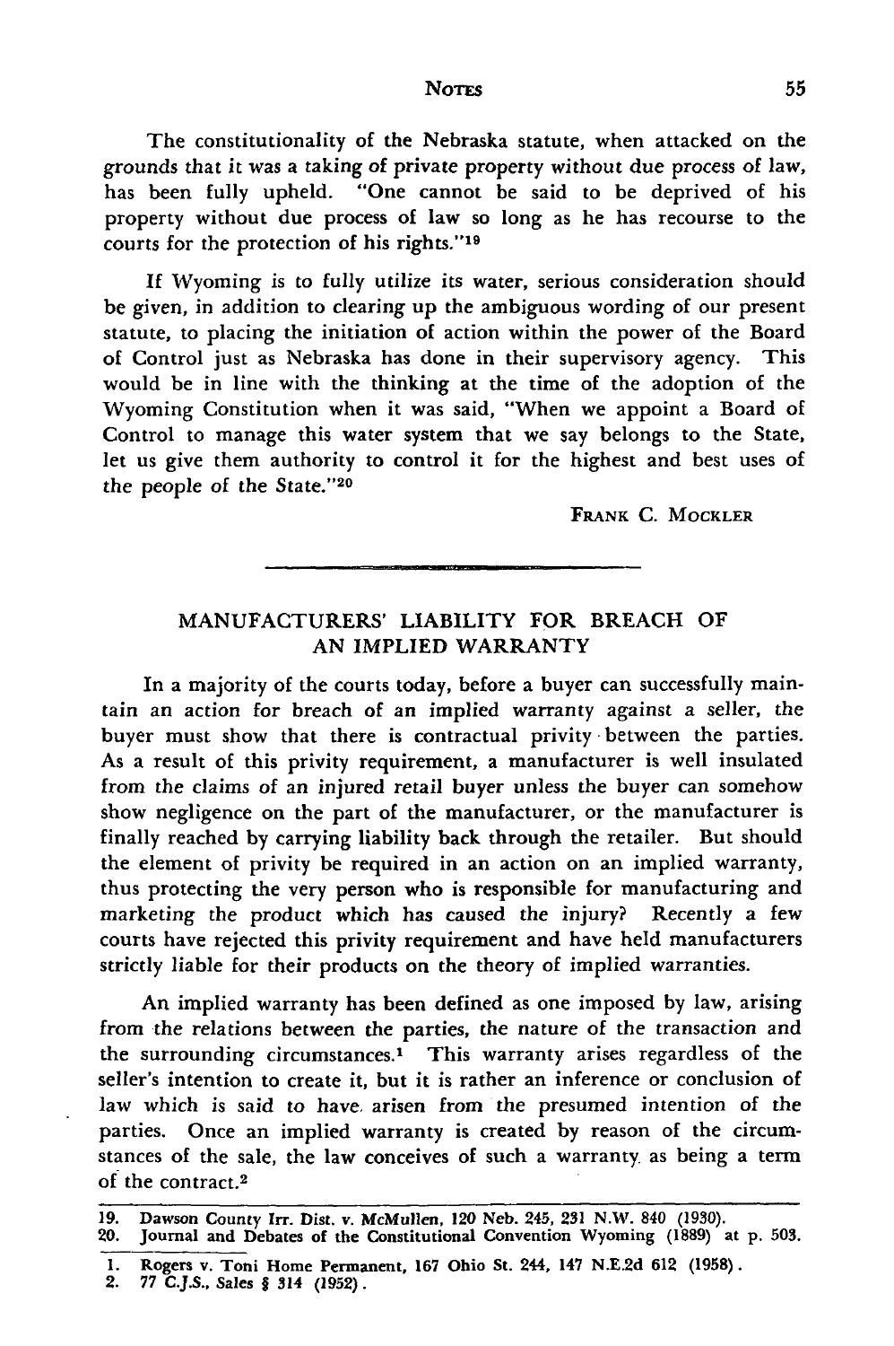The constitutionality of the Nebraska statute, when attacked on the grounds that it was a taking of private property without due process of law, has been fully upheld. "One cannot be said to be deprived of his property without due process of law so long as he has recourse to the courts for the protection of his rights."[19]

If Wyoming is to fully utilize its water, serious consideration should be given, in addition to clearing up the ambiguous wording of our present statute, to placing the initiation of action within the power of the Board of Control just as Nebraska has done in their supervisory agency. This would be in line with the thinking at the time of the adoption of the Wyoming Constitution when it was said, "When we appoint a Board of Control to manage this water system that we say belongs to the State, let us give them authority to control it for the highest and best uses of the people of the State."[20]

FRANK C. MOCKLER

---

## MANUFACTURERS' LIABILITY FOR BREACH OF AN IMPLIED WARRANTY

In a majority of the courts today, before a buyer can successfully maintain an action for breach of an implied warranty against a seller, the buyer must show that there is contractual privity between the parties. As a result of this privity requirement, a manufacturer is well insulated from the claims of an injured retail buyer unless the buyer can somehow show negligence on the part of the manufacturer, or the manufacturer is finally reached by carrying liability back through the retailer. But should the element of privity be required in an action on an implied warranty, thus protecting the very person who is responsible for manufacturing and marketing the product which has caused the injury? Recently a few courts have rejected this privity requirement and have held manufacturers strictly liable for their products on the theory of implied warranties.

An implied warranty has been defined as one imposed by law, arising from the relations between the parties, the nature of the transaction and the surrounding circumstances.[1] This warranty arises regardless of the seller's intention to create it, but it is rather an inference or conclusion of law which is said to have arisen from the presumed intention of the parties. Once an implied warranty is created by reason of the circumstances of the sale, the law conceives of such a warranty as being a term of the contract.[2]

---

19. Dawson County Irr. Dist. v. McMullen, 120 Neb. 245, 231 N.W. 840 (1930).
20. Journal and Debates of the Constitutional Convention Wyoming (1889) at p. 503.

---

1. Rogers v. Toni Home Permanent, 167 Ohio St. 244, 147 N.E.2d 612 (1958).
2. 77 C.J.S., Sales § 314 (1952).